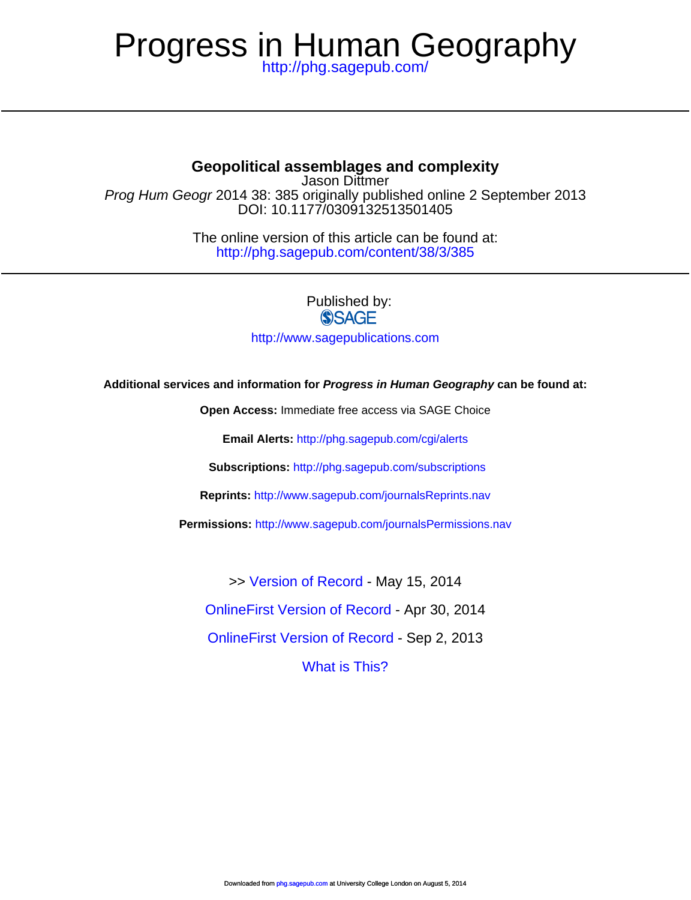# Progress in Human Geography

http://phg.sagepub.com/

## Geopolitical assemblages and complexity

Jason Dittmer

*Prog Hum Geogr* 2014 38: 385 originally published online 2 September 2013
DOI: 10.1177/0309132513501405

The online version of this article can be found at:
http://phg.sagepub.com/content/38/3/385

Published by:
SAGE

http://www.sagepublications.com

**Additional services and information for *Progress in Human Geography* can be found at:**

**Open Access:** Immediate free access via SAGE Choice

**Email Alerts:** http://phg.sagepub.com/cgi/alerts

**Subscriptions:** http://phg.sagepub.com/subscriptions

**Reprints:** http://www.sagepub.com/journalsReprints.nav

**Permissions:** http://www.sagepub.com/journalsPermissions.nav

>> Version of Record - May 15, 2014

OnlineFirst Version of Record - Apr 30, 2014

OnlineFirst Version of Record - Sep 2, 2013

What is This?

Downloaded from phg.sagepub.com at University College London on August 5, 2014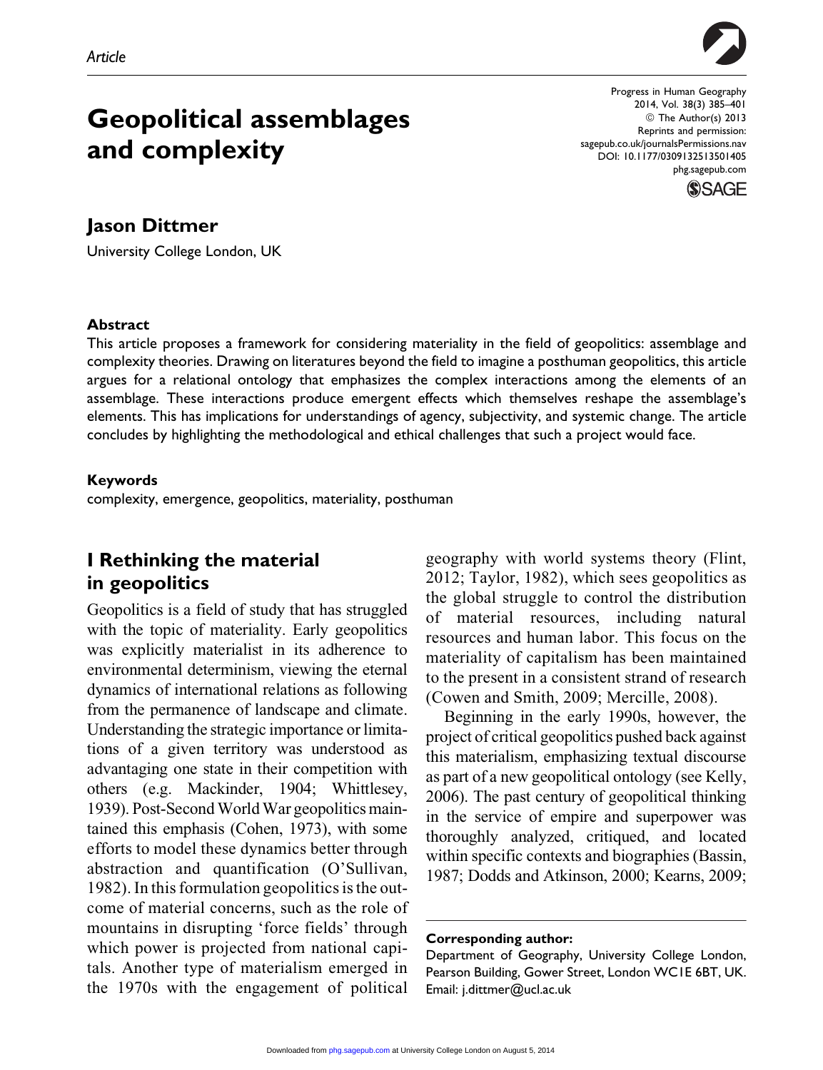Article

# Geopolitical assemblages and complexity

## Jason Dittmer

University College London, UK

### Abstract

This article proposes a framework for considering materiality in the field of geopolitics: assemblage and complexity theories. Drawing on literatures beyond the field to imagine a posthuman geopolitics, this article argues for a relational ontology that emphasizes the complex interactions among the elements of an assemblage. These interactions produce emergent effects which themselves reshape the assemblage's elements. This has implications for understandings of agency, subjectivity, and systemic change. The article concludes by highlighting the methodological and ethical challenges that such a project would face.

### Keywords

complexity, emergence, geopolitics, materiality, posthuman

## I Rethinking the material in geopolitics

Geopolitics is a field of study that has struggled with the topic of materiality. Early geopolitics was explicitly materialist in its adherence to environmental determinism, viewing the eternal dynamics of international relations as following from the permanence of landscape and climate. Understanding the strategic importance or limitations of a given territory was understood as advantaging one state in their competition with others (e.g. Mackinder, 1904; Whittlesey, 1939). Post-Second World War geopolitics maintained this emphasis (Cohen, 1973), with some efforts to model these dynamics better through abstraction and quantification (O'Sullivan, 1982). In this formulation geopolitics is the outcome of material concerns, such as the role of mountains in disrupting 'force fields' through which power is projected from national capitals. Another type of materialism emerged in the 1970s with the engagement of political geography with world systems theory (Flint, 2012; Taylor, 1982), which sees geopolitics as the global struggle to control the distribution of material resources, including natural resources and human labor. This focus on the materiality of capitalism has been maintained to the present in a consistent strand of research (Cowen and Smith, 2009; Mercille, 2008).

Beginning in the early 1990s, however, the project of critical geopolitics pushed back against this materialism, emphasizing textual discourse as part of a new geopolitical ontology (see Kelly, 2006). The past century of geopolitical thinking in the service of empire and superpower was thoroughly analyzed, critiqued, and located within specific contexts and biographies (Bassin, 1987; Dodds and Atkinson, 2000; Kearns, 2009;

**Corresponding author:**
Department of Geography, University College London, Pearson Building, Gower Street, London WC1E 6BT, UK.
Email: j.dittmer@ucl.ac.uk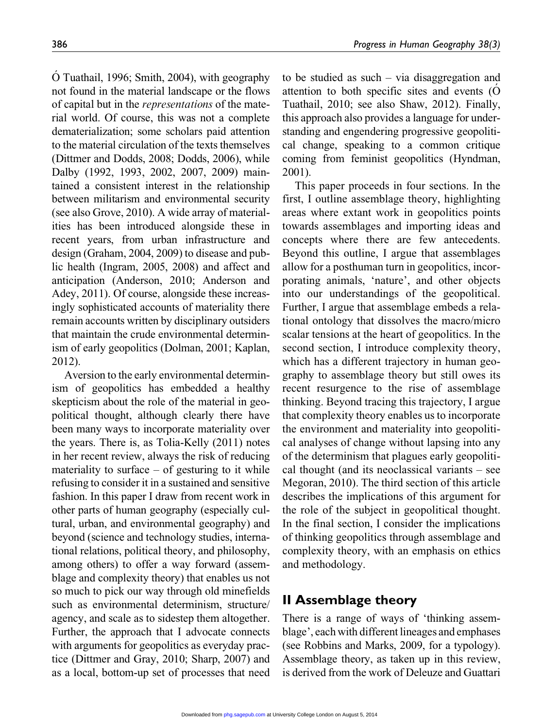Ó Tuathail, 1996; Smith, 2004), with geography not found in the material landscape or the flows of capital but in the *representations* of the material world. Of course, this was not a complete dematerialization; some scholars paid attention to the material circulation of the texts themselves (Dittmer and Dodds, 2008; Dodds, 2006), while Dalby (1992, 1993, 2002, 2007, 2009) maintained a consistent interest in the relationship between militarism and environmental security (see also Grove, 2010). A wide array of materialities has been introduced alongside these in recent years, from urban infrastructure and design (Graham, 2004, 2009) to disease and public health (Ingram, 2005, 2008) and affect and anticipation (Anderson, 2010; Anderson and Adey, 2011). Of course, alongside these increasingly sophisticated accounts of materiality there remain accounts written by disciplinary outsiders that maintain the crude environmental determinism of early geopolitics (Dolman, 2001; Kaplan, 2012).

Aversion to the early environmental determinism of geopolitics has embedded a healthy skepticism about the role of the material in geopolitical thought, although clearly there have been many ways to incorporate materiality over the years. There is, as Tolia-Kelly (2011) notes in her recent review, always the risk of reducing materiality to surface – of gesturing to it while refusing to consider it in a sustained and sensitive fashion. In this paper I draw from recent work in other parts of human geography (especially cultural, urban, and environmental geography) and beyond (science and technology studies, international relations, political theory, and philosophy, among others) to offer a way forward (assemblage and complexity theory) that enables us not so much to pick our way through old minefields such as environmental determinism, structure/agency, and scale as to sidestep them altogether. Further, the approach that I advocate connects with arguments for geopolitics as everyday practice (Dittmer and Gray, 2010; Sharp, 2007) and as a local, bottom-up set of processes that need to be studied as such – via disaggregation and attention to both specific sites and events (Ó Tuathail, 2010; see also Shaw, 2012). Finally, this approach also provides a language for understanding and engendering progressive geopolitical change, speaking to a common critique coming from feminist geopolitics (Hyndman, 2001).

This paper proceeds in four sections. In the first, I outline assemblage theory, highlighting areas where extant work in geopolitics points towards assemblages and importing ideas and concepts where there are few antecedents. Beyond this outline, I argue that assemblages allow for a posthuman turn in geopolitics, incorporating animals, 'nature', and other objects into our understandings of the geopolitical. Further, I argue that assemblage embeds a relational ontology that dissolves the macro/micro scalar tensions at the heart of geopolitics. In the second section, I introduce complexity theory, which has a different trajectory in human geography to assemblage theory but still owes its recent resurgence to the rise of assemblage thinking. Beyond tracing this trajectory, I argue that complexity theory enables us to incorporate the environment and materiality into geopolitical analyses of change without lapsing into any of the determinism that plagues early geopolitical thought (and its neoclassical variants – see Megoran, 2010). The third section of this article describes the implications of this argument for the role of the subject in geopolitical thought. In the final section, I consider the implications of thinking geopolitics through assemblage and complexity theory, with an emphasis on ethics and methodology.

## II Assemblage theory

There is a range of ways of 'thinking assemblage', each with different lineages and emphases (see Robbins and Marks, 2009, for a typology). Assemblage theory, as taken up in this review, is derived from the work of Deleuze and Guattari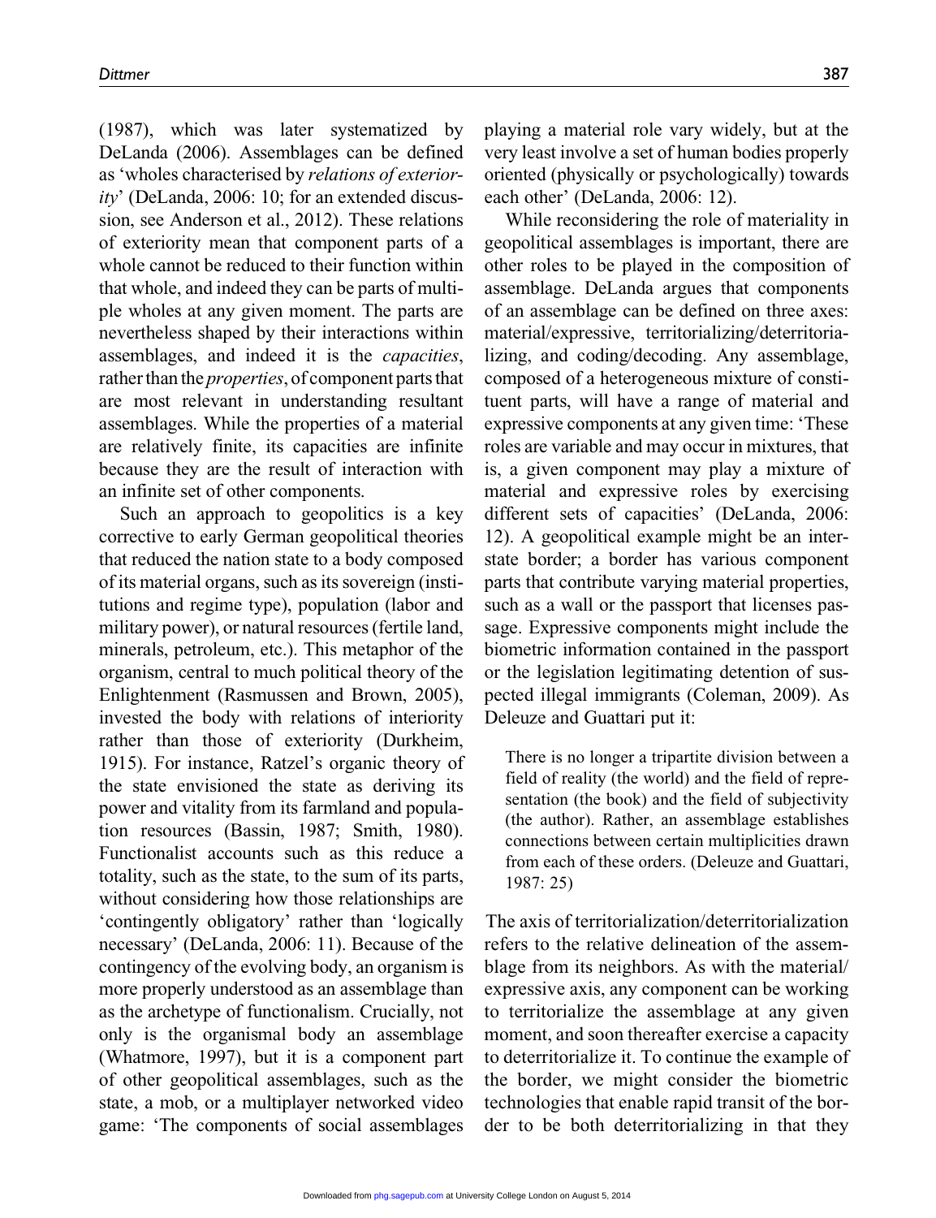(1987), which was later systematized by DeLanda (2006). Assemblages can be defined as 'wholes characterised by *relations of exteriority*' (DeLanda, 2006: 10; for an extended discussion, see Anderson et al., 2012). These relations of exteriority mean that component parts of a whole cannot be reduced to their function within that whole, and indeed they can be parts of multiple wholes at any given moment. The parts are nevertheless shaped by their interactions within assemblages, and indeed it is the *capacities*, rather than the *properties*, of component parts that are most relevant in understanding resultant assemblages. While the properties of a material are relatively finite, its capacities are infinite because they are the result of interaction with an infinite set of other components.

Such an approach to geopolitics is a key corrective to early German geopolitical theories that reduced the nation state to a body composed of its material organs, such as its sovereign (institutions and regime type), population (labor and military power), or natural resources (fertile land, minerals, petroleum, etc.). This metaphor of the organism, central to much political theory of the Enlightenment (Rasmussen and Brown, 2005), invested the body with relations of interiority rather than those of exteriority (Durkheim, 1915). For instance, Ratzel's organic theory of the state envisioned the state as deriving its power and vitality from its farmland and population resources (Bassin, 1987; Smith, 1980). Functionalist accounts such as this reduce a totality, such as the state, to the sum of its parts, without considering how those relationships are 'contingently obligatory' rather than 'logically necessary' (DeLanda, 2006: 11). Because of the contingency of the evolving body, an organism is more properly understood as an assemblage than as the archetype of functionalism. Crucially, not only is the organismal body an assemblage (Whatmore, 1997), but it is a component part of other geopolitical assemblages, such as the state, a mob, or a multiplayer networked video game: 'The components of social assemblages playing a material role vary widely, but at the very least involve a set of human bodies properly oriented (physically or psychologically) towards each other' (DeLanda, 2006: 12).

While reconsidering the role of materiality in geopolitical assemblages is important, there are other roles to be played in the composition of assemblage. DeLanda argues that components of an assemblage can be defined on three axes: material/expressive, territorializing/deterritorializing, and coding/decoding. Any assemblage, composed of a heterogeneous mixture of constituent parts, will have a range of material and expressive components at any given time: 'These roles are variable and may occur in mixtures, that is, a given component may play a mixture of material and expressive roles by exercising different sets of capacities' (DeLanda, 2006: 12). A geopolitical example might be an interstate border; a border has various component parts that contribute varying material properties, such as a wall or the passport that licenses passage. Expressive components might include the biometric information contained in the passport or the legislation legitimating detention of suspected illegal immigrants (Coleman, 2009). As Deleuze and Guattari put it:

> There is no longer a tripartite division between a field of reality (the world) and the field of representation (the book) and the field of subjectivity (the author). Rather, an assemblage establishes connections between certain multiplicities drawn from each of these orders. (Deleuze and Guattari, 1987: 25)

The axis of territorialization/deterritorialization refers to the relative delineation of the assemblage from its neighbors. As with the material/expressive axis, any component can be working to territorialize the assemblage at any given moment, and soon thereafter exercise a capacity to deterritorialize it. To continue the example of the border, we might consider the biometric technologies that enable rapid transit of the border to be both deterritorializing in that they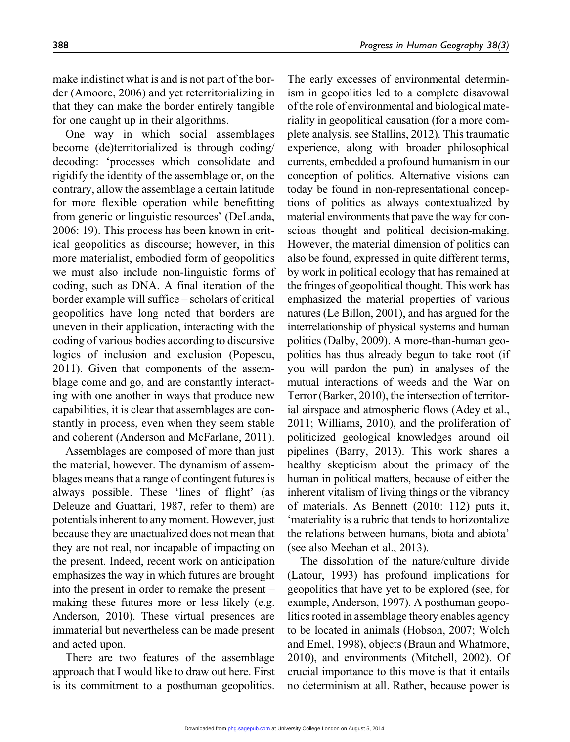make indistinct what is and is not part of the border (Amoore, 2006) and yet reterritorializing in that they can make the border entirely tangible for one caught up in their algorithms.

One way in which social assemblages become (de)territorialized is through coding/decoding: 'processes which consolidate and rigidify the identity of the assemblage or, on the contrary, allow the assemblage a certain latitude for more flexible operation while benefitting from generic or linguistic resources' (DeLanda, 2006: 19). This process has been known in critical geopolitics as discourse; however, in this more materialist, embodied form of geopolitics we must also include non-linguistic forms of coding, such as DNA. A final iteration of the border example will suffice – scholars of critical geopolitics have long noted that borders are uneven in their application, interacting with the coding of various bodies according to discursive logics of inclusion and exclusion (Popescu, 2011). Given that components of the assemblage come and go, and are constantly interacting with one another in ways that produce new capabilities, it is clear that assemblages are constantly in process, even when they seem stable and coherent (Anderson and McFarlane, 2011).

Assemblages are composed of more than just the material, however. The dynamism of assemblages means that a range of contingent futures is always possible. These 'lines of flight' (as Deleuze and Guattari, 1987, refer to them) are potentials inherent to any moment. However, just because they are unactualized does not mean that they are not real, nor incapable of impacting on the present. Indeed, recent work on anticipation emphasizes the way in which futures are brought into the present in order to remake the present – making these futures more or less likely (e.g. Anderson, 2010). These virtual presences are immaterial but nevertheless can be made present and acted upon.

There are two features of the assemblage approach that I would like to draw out here. First is its commitment to a posthuman geopolitics. The early excesses of environmental determinism in geopolitics led to a complete disavowal of the role of environmental and biological materiality in geopolitical causation (for a more complete analysis, see Stallins, 2012). This traumatic experience, along with broader philosophical currents, embedded a profound humanism in our conception of politics. Alternative visions can today be found in non-representational conceptions of politics as always contextualized by material environments that pave the way for conscious thought and political decision-making. However, the material dimension of politics can also be found, expressed in quite different terms, by work in political ecology that has remained at the fringes of geopolitical thought. This work has emphasized the material properties of various natures (Le Billon, 2001), and has argued for the interrelationship of physical systems and human politics (Dalby, 2009). A more-than-human geopolitics has thus already begun to take root (if you will pardon the pun) in analyses of the mutual interactions of weeds and the War on Terror (Barker, 2010), the intersection of territorial airspace and atmospheric flows (Adey et al., 2011; Williams, 2010), and the proliferation of politicized geological knowledges around oil pipelines (Barry, 2013). This work shares a healthy skepticism about the primacy of the human in political matters, because of either the inherent vitalism of living things or the vibrancy of materials. As Bennett (2010: 112) puts it, 'materiality is a rubric that tends to horizontalize the relations between humans, biota and abiota' (see also Meehan et al., 2013).

The dissolution of the nature/culture divide (Latour, 1993) has profound implications for geopolitics that have yet to be explored (see, for example, Anderson, 1997). A posthuman geopolitics rooted in assemblage theory enables agency to be located in animals (Hobson, 2007; Wolch and Emel, 1998), objects (Braun and Whatmore, 2010), and environments (Mitchell, 2002). Of crucial importance to this move is that it entails no determinism at all. Rather, because power is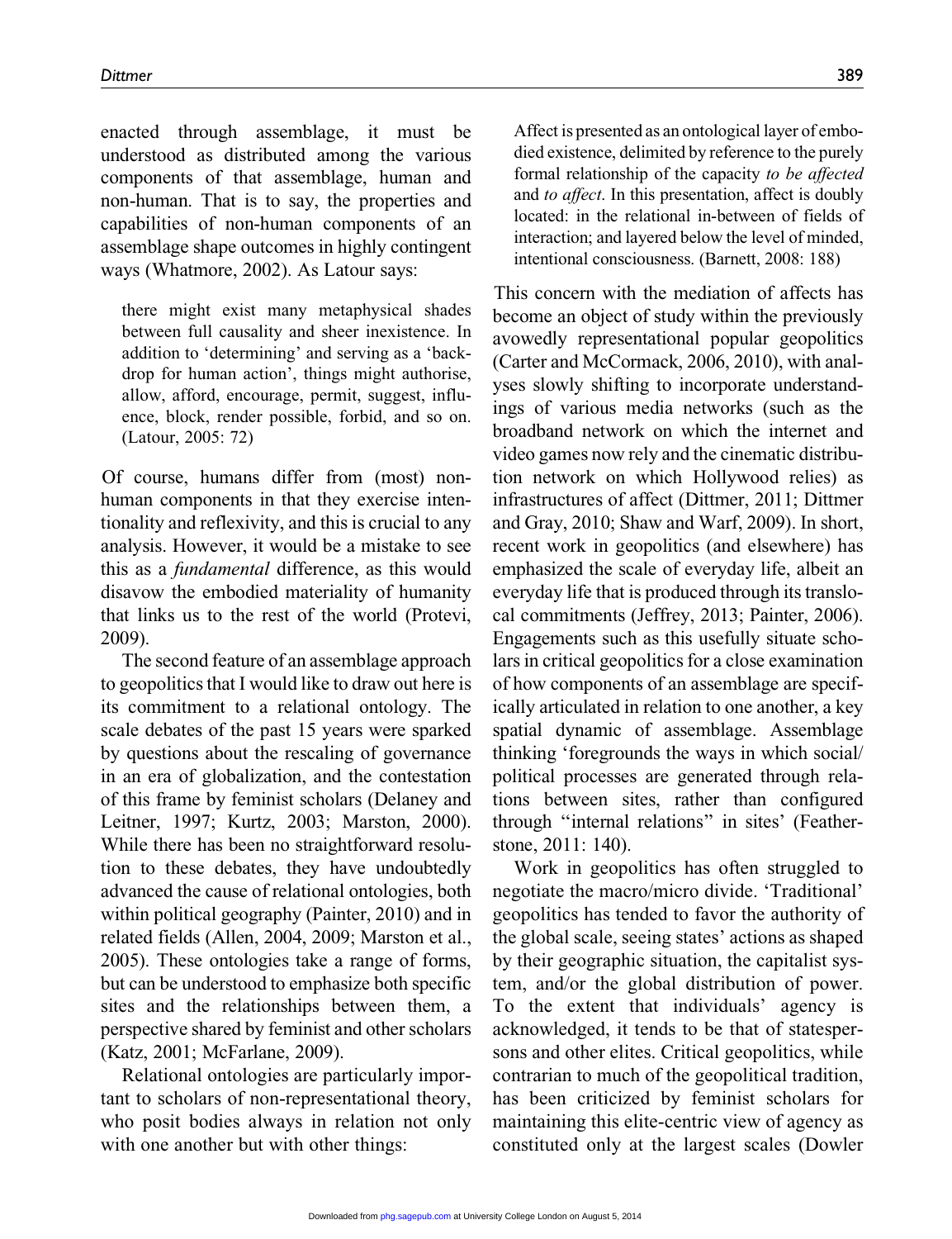enacted through assemblage, it must be understood as distributed among the various components of that assemblage, human and non-human. That is to say, the properties and capabilities of non-human components of an assemblage shape outcomes in highly contingent ways (Whatmore, 2002). As Latour says:

> there might exist many metaphysical shades between full causality and sheer inexistence. In addition to 'determining' and serving as a 'backdrop for human action', things might authorise, allow, afford, encourage, permit, suggest, influence, block, render possible, forbid, and so on. (Latour, 2005: 72)

Of course, humans differ from (most) non-human components in that they exercise intentionality and reflexivity, and this is crucial to any analysis. However, it would be a mistake to see this as a *fundamental* difference, as this would disavow the embodied materiality of humanity that links us to the rest of the world (Protevi, 2009).

The second feature of an assemblage approach to geopolitics that I would like to draw out here is its commitment to a relational ontology. The scale debates of the past 15 years were sparked by questions about the rescaling of governance in an era of globalization, and the contestation of this frame by feminist scholars (Delaney and Leitner, 1997; Kurtz, 2003; Marston, 2000). While there has been no straightforward resolution to these debates, they have undoubtedly advanced the cause of relational ontologies, both within political geography (Painter, 2010) and in related fields (Allen, 2004, 2009; Marston et al., 2005). These ontologies take a range of forms, but can be understood to emphasize both specific sites and the relationships between them, a perspective shared by feminist and other scholars (Katz, 2001; McFarlane, 2009).

Relational ontologies are particularly important to scholars of non-representational theory, who posit bodies always in relation not only with one another but with other things:

> Affect is presented as an ontological layer of embodied existence, delimited by reference to the purely formal relationship of the capacity *to be affected* and *to affect*. In this presentation, affect is doubly located: in the relational in-between of fields of interaction; and layered below the level of minded, intentional consciousness. (Barnett, 2008: 188)

This concern with the mediation of affects has become an object of study within the previously avowedly representational popular geopolitics (Carter and McCormack, 2006, 2010), with analyses slowly shifting to incorporate understandings of various media networks (such as the broadband network on which the internet and video games now rely and the cinematic distribution network on which Hollywood relies) as infrastructures of affect (Dittmer, 2011; Dittmer and Gray, 2010; Shaw and Warf, 2009). In short, recent work in geopolitics (and elsewhere) has emphasized the scale of everyday life, albeit an everyday life that is produced through its translocal commitments (Jeffrey, 2013; Painter, 2006). Engagements such as this usefully situate scholars in critical geopolitics for a close examination of how components of an assemblage are specifically articulated in relation to one another, a key spatial dynamic of assemblage. Assemblage thinking 'foregrounds the ways in which social/political processes are generated through relations between sites, rather than configured through "internal relations" in sites' (Featherstone, 2011: 140).

Work in geopolitics has often struggled to negotiate the macro/micro divide. 'Traditional' geopolitics has tended to favor the authority of the global scale, seeing states' actions as shaped by their geographic situation, the capitalist system, and/or the global distribution of power. To the extent that individuals' agency is acknowledged, it tends to be that of statespersons and other elites. Critical geopolitics, while contrarian to much of the geopolitical tradition, has been criticized by feminist scholars for maintaining this elite-centric view of agency as constituted only at the largest scales (Dowler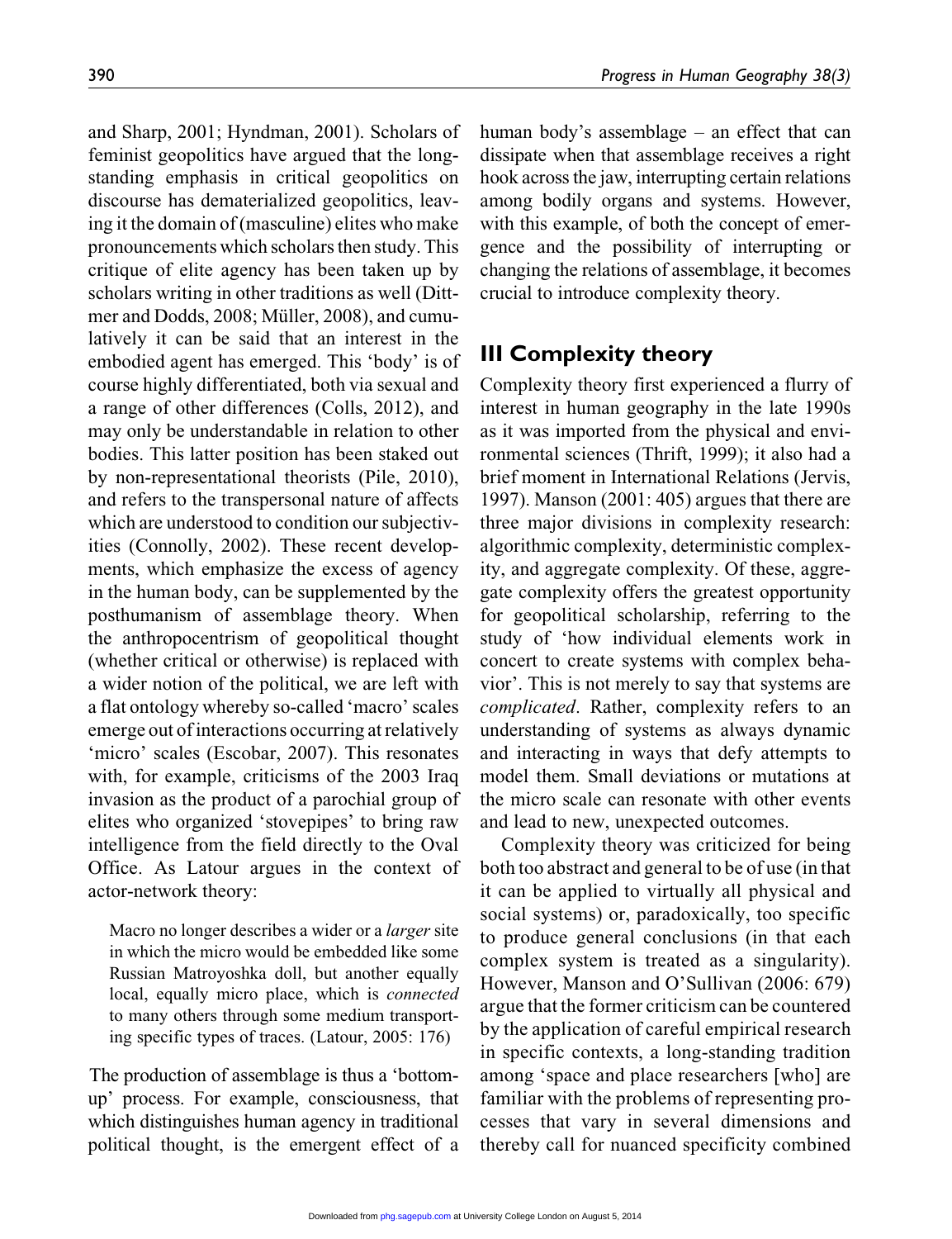and Sharp, 2001; Hyndman, 2001). Scholars of feminist geopolitics have argued that the long-standing emphasis in critical geopolitics on discourse has dematerialized geopolitics, leaving it the domain of (masculine) elites who make pronouncements which scholars then study. This critique of elite agency has been taken up by scholars writing in other traditions as well (Dittmer and Dodds, 2008; Müller, 2008), and cumulatively it can be said that an interest in the embodied agent has emerged. This 'body' is of course highly differentiated, both via sexual and a range of other differences (Colls, 2012), and may only be understandable in relation to other bodies. This latter position has been staked out by non-representational theorists (Pile, 2010), and refers to the transpersonal nature of affects which are understood to condition our subjectivities (Connolly, 2002). These recent developments, which emphasize the excess of agency in the human body, can be supplemented by the posthumanism of assemblage theory. When the anthropocentrism of geopolitical thought (whether critical or otherwise) is replaced with a wider notion of the political, we are left with a flat ontology whereby so-called 'macro' scales emerge out of interactions occurring at relatively 'micro' scales (Escobar, 2007). This resonates with, for example, criticisms of the 2003 Iraq invasion as the product of a parochial group of elites who organized 'stovepipes' to bring raw intelligence from the field directly to the Oval Office. As Latour argues in the context of actor-network theory:

> Macro no longer describes a wider or a *larger* site in which the micro would be embedded like some Russian Matroyoshka doll, but another equally local, equally micro place, which is *connected* to many others through some medium transporting specific types of traces. (Latour, 2005: 176)

The production of assemblage is thus a 'bottom-up' process. For example, consciousness, that which distinguishes human agency in traditional political thought, is the emergent effect of a human body's assemblage – an effect that can dissipate when that assemblage receives a right hook across the jaw, interrupting certain relations among bodily organs and systems. However, with this example, of both the concept of emergence and the possibility of interrupting or changing the relations of assemblage, it becomes crucial to introduce complexity theory.

## III Complexity theory

Complexity theory first experienced a flurry of interest in human geography in the late 1990s as it was imported from the physical and environmental sciences (Thrift, 1999); it also had a brief moment in International Relations (Jervis, 1997). Manson (2001: 405) argues that there are three major divisions in complexity research: algorithmic complexity, deterministic complexity, and aggregate complexity. Of these, aggregate complexity offers the greatest opportunity for geopolitical scholarship, referring to the study of 'how individual elements work in concert to create systems with complex behavior'. This is not merely to say that systems are *complicated*. Rather, complexity refers to an understanding of systems as always dynamic and interacting in ways that defy attempts to model them. Small deviations or mutations at the micro scale can resonate with other events and lead to new, unexpected outcomes.

Complexity theory was criticized for being both too abstract and general to be of use (in that it can be applied to virtually all physical and social systems) or, paradoxically, too specific to produce general conclusions (in that each complex system is treated as a singularity). However, Manson and O'Sullivan (2006: 679) argue that the former criticism can be countered by the application of careful empirical research in specific contexts, a long-standing tradition among 'space and place researchers [who] are familiar with the problems of representing processes that vary in several dimensions and thereby call for nuanced specificity combined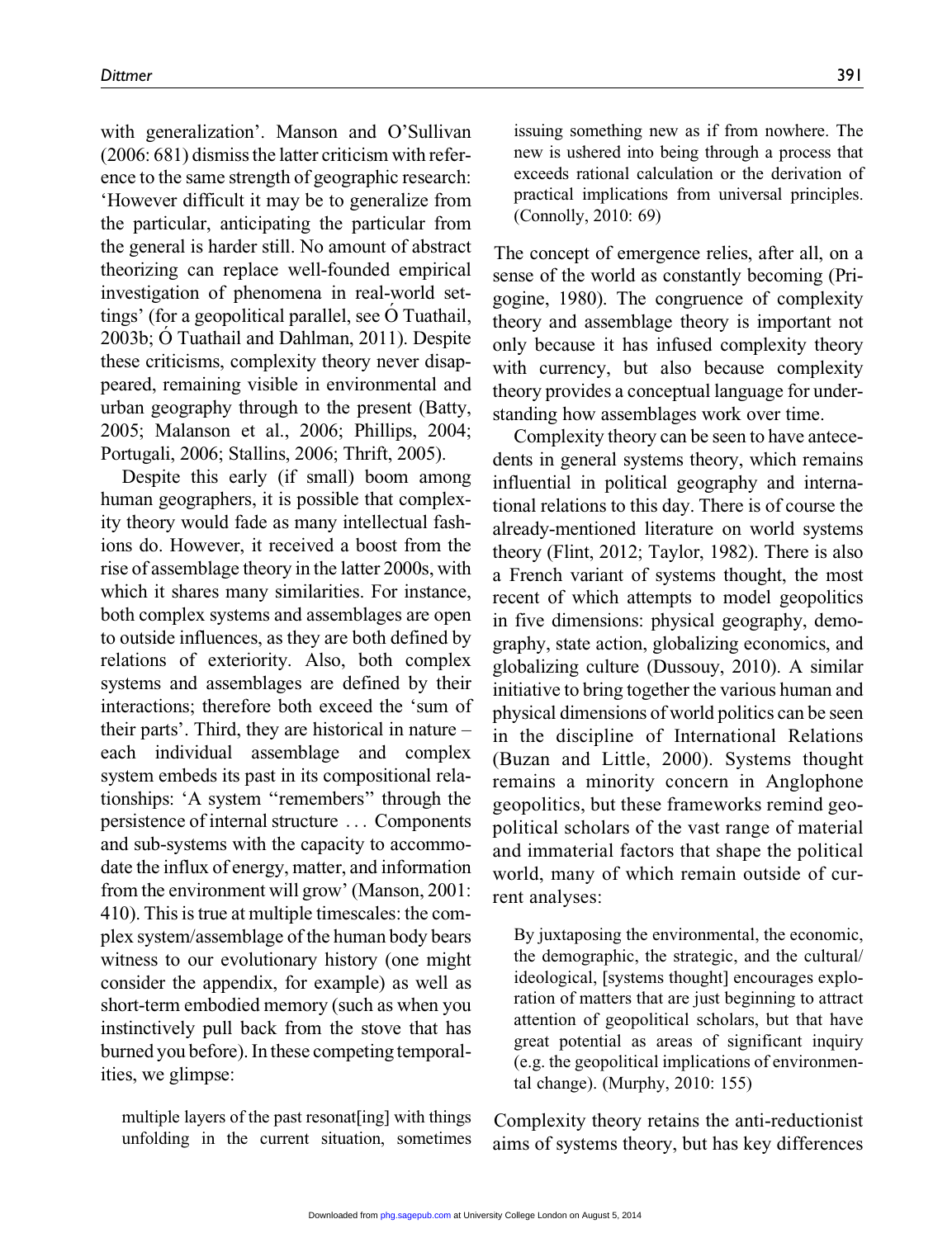with generalization'. Manson and O'Sullivan (2006: 681) dismiss the latter criticism with reference to the same strength of geographic research: 'However difficult it may be to generalize from the particular, anticipating the particular from the general is harder still. No amount of abstract theorizing can replace well-founded empirical investigation of phenomena in real-world settings' (for a geopolitical parallel, see Ó Tuathail, 2003b; Ó Tuathail and Dahlman, 2011). Despite these criticisms, complexity theory never disappeared, remaining visible in environmental and urban geography through to the present (Batty, 2005; Malanson et al., 2006; Phillips, 2004; Portugali, 2006; Stallins, 2006; Thrift, 2005).

Despite this early (if small) boom among human geographers, it is possible that complexity theory would fade as many intellectual fashions do. However, it received a boost from the rise of assemblage theory in the latter 2000s, with which it shares many similarities. For instance, both complex systems and assemblages are open to outside influences, as they are both defined by relations of exteriority. Also, both complex systems and assemblages are defined by their interactions; therefore both exceed the 'sum of their parts'. Third, they are historical in nature – each individual assemblage and complex system embeds its past in its compositional relationships: 'A system "remembers" through the persistence of internal structure ... Components and sub-systems with the capacity to accommodate the influx of energy, matter, and information from the environment will grow' (Manson, 2001: 410). This is true at multiple timescales: the complex system/assemblage of the human body bears witness to our evolutionary history (one might consider the appendix, for example) as well as short-term embodied memory (such as when you instinctively pull back from the stove that has burned you before). In these competing temporalities, we glimpse:

> multiple layers of the past resonat[ing] with things unfolding in the current situation, sometimes issuing something new as if from nowhere. The new is ushered into being through a process that exceeds rational calculation or the derivation of practical implications from universal principles. (Connolly, 2010: 69)

The concept of emergence relies, after all, on a sense of the world as constantly becoming (Prigogine, 1980). The congruence of complexity theory and assemblage theory is important not only because it has infused complexity theory with currency, but also because complexity theory provides a conceptual language for understanding how assemblages work over time.

Complexity theory can be seen to have antecedents in general systems theory, which remains influential in political geography and international relations to this day. There is of course the already-mentioned literature on world systems theory (Flint, 2012; Taylor, 1982). There is also a French variant of systems thought, the most recent of which attempts to model geopolitics in five dimensions: physical geography, demography, state action, globalizing economics, and globalizing culture (Dussouy, 2010). A similar initiative to bring together the various human and physical dimensions of world politics can be seen in the discipline of International Relations (Buzan and Little, 2000). Systems thought remains a minority concern in Anglophone geopolitics, but these frameworks remind geopolitical scholars of the vast range of material and immaterial factors that shape the political world, many of which remain outside of current analyses:

> By juxtaposing the environmental, the economic, the demographic, the strategic, and the cultural/ideological, [systems thought] encourages exploration of matters that are just beginning to attract attention of geopolitical scholars, but that have great potential as areas of significant inquiry (e.g. the geopolitical implications of environmental change). (Murphy, 2010: 155)

Complexity theory retains the anti-reductionist aims of systems theory, but has key differences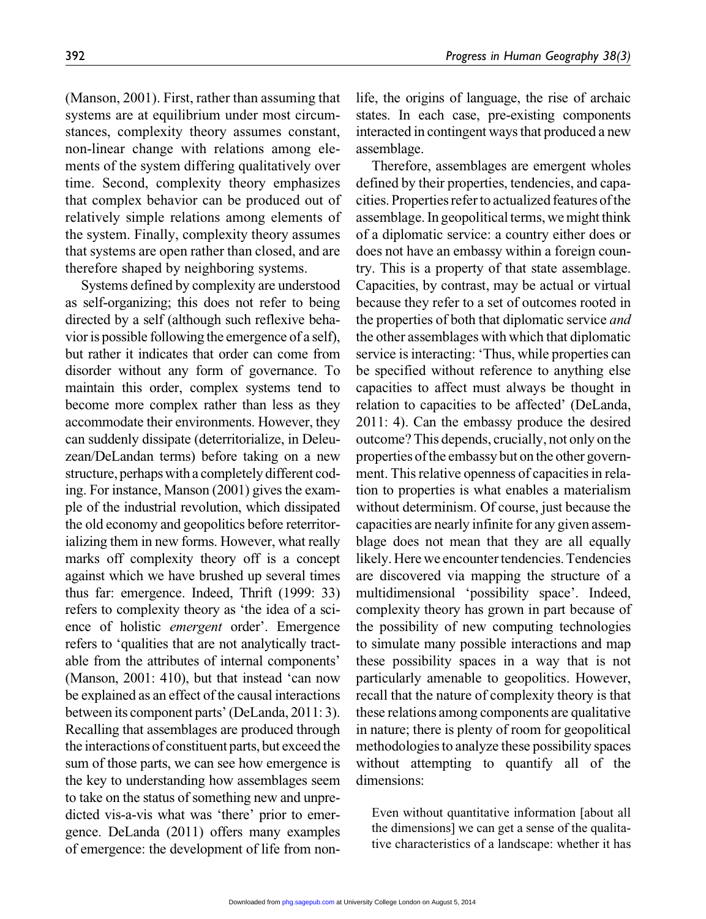(Manson, 2001). First, rather than assuming that systems are at equilibrium under most circumstances, complexity theory assumes constant, non-linear change with relations among elements of the system differing qualitatively over time. Second, complexity theory emphasizes that complex behavior can be produced out of relatively simple relations among elements of the system. Finally, complexity theory assumes that systems are open rather than closed, and are therefore shaped by neighboring systems.

Systems defined by complexity are understood as self-organizing; this does not refer to being directed by a self (although such reflexive behavior is possible following the emergence of a self), but rather it indicates that order can come from disorder without any form of governance. To maintain this order, complex systems tend to become more complex rather than less as they accommodate their environments. However, they can suddenly dissipate (deterritorialize, in Deleuzean/DeLandan terms) before taking on a new structure, perhaps with a completely different coding. For instance, Manson (2001) gives the example of the industrial revolution, which dissipated the old economy and geopolitics before reterritorializing them in new forms. However, what really marks off complexity theory off is a concept against which we have brushed up several times thus far: emergence. Indeed, Thrift (1999: 33) refers to complexity theory as 'the idea of a science of holistic *emergent* order'. Emergence refers to 'qualities that are not analytically tractable from the attributes of internal components' (Manson, 2001: 410), but that instead 'can now be explained as an effect of the causal interactions between its component parts' (DeLanda, 2011: 3). Recalling that assemblages are produced through the interactions of constituent parts, but exceed the sum of those parts, we can see how emergence is the key to understanding how assemblages seem to take on the status of something new and unpredicted vis-a-vis what was 'there' prior to emergence. DeLanda (2011) offers many examples of emergence: the development of life from non-life, the origins of language, the rise of archaic states. In each case, pre-existing components interacted in contingent ways that produced a new assemblage.

Therefore, assemblages are emergent wholes defined by their properties, tendencies, and capacities. Properties refer to actualized features of the assemblage. In geopolitical terms, we might think of a diplomatic service: a country either does or does not have an embassy within a foreign country. This is a property of that state assemblage. Capacities, by contrast, may be actual or virtual because they refer to a set of outcomes rooted in the properties of both that diplomatic service *and* the other assemblages with which that diplomatic service is interacting: 'Thus, while properties can be specified without reference to anything else capacities to affect must always be thought in relation to capacities to be affected' (DeLanda, 2011: 4). Can the embassy produce the desired outcome? This depends, crucially, not only on the properties of the embassy but on the other government. This relative openness of capacities in relation to properties is what enables a materialism without determinism. Of course, just because the capacities are nearly infinite for any given assemblage does not mean that they are all equally likely. Here we encounter tendencies. Tendencies are discovered via mapping the structure of a multidimensional 'possibility space'. Indeed, complexity theory has grown in part because of the possibility of new computing technologies to simulate many possible interactions and map these possibility spaces in a way that is not particularly amenable to geopolitics. However, recall that the nature of complexity theory is that these relations among components are qualitative in nature; there is plenty of room for geopolitical methodologies to analyze these possibility spaces without attempting to quantify all of the dimensions:

> Even without quantitative information [about all the dimensions] we can get a sense of the qualitative characteristics of a landscape: whether it has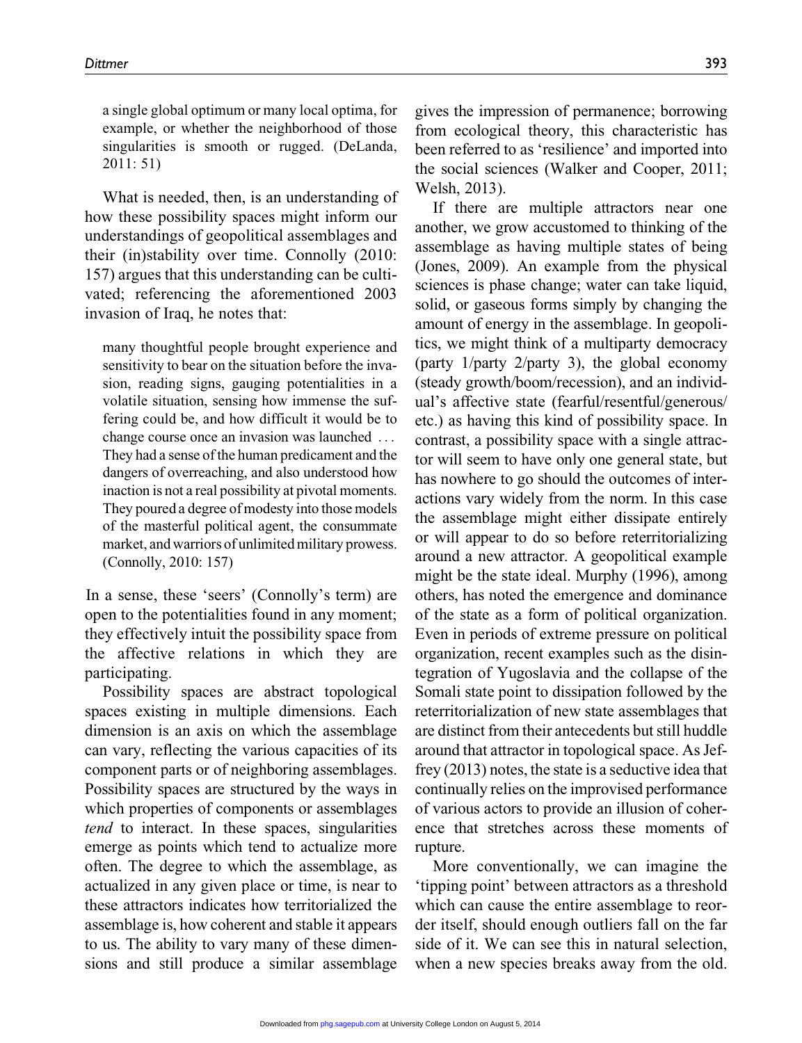a single global optimum or many local optima, for example, or whether the neighborhood of those singularities is smooth or rugged. (DeLanda, 2011: 51)

What is needed, then, is an understanding of how these possibility spaces might inform our understandings of geopolitical assemblages and their (in)stability over time. Connolly (2010: 157) argues that this understanding can be cultivated; referencing the aforementioned 2003 invasion of Iraq, he notes that:

> many thoughtful people brought experience and sensitivity to bear on the situation before the invasion, reading signs, gauging potentialities in a volatile situation, sensing how immense the suffering could be, and how difficult it would be to change course once an invasion was launched ... They had a sense of the human predicament and the dangers of overreaching, and also understood how inaction is not a real possibility at pivotal moments. They poured a degree of modesty into those models of the masterful political agent, the consummate market, and warriors of unlimited military prowess. (Connolly, 2010: 157)

In a sense, these 'seers' (Connolly's term) are open to the potentialities found in any moment; they effectively intuit the possibility space from the affective relations in which they are participating.

Possibility spaces are abstract topological spaces existing in multiple dimensions. Each dimension is an axis on which the assemblage can vary, reflecting the various capacities of its component parts or of neighboring assemblages. Possibility spaces are structured by the ways in which properties of components or assemblages *tend* to interact. In these spaces, singularities emerge as points which tend to actualize more often. The degree to which the assemblage, as actualized in any given place or time, is near to these attractors indicates how territorialized the assemblage is, how coherent and stable it appears to us. The ability to vary many of these dimensions and still produce a similar assemblage gives the impression of permanence; borrowing from ecological theory, this characteristic has been referred to as 'resilience' and imported into the social sciences (Walker and Cooper, 2011; Welsh, 2013).

If there are multiple attractors near one another, we grow accustomed to thinking of the assemblage as having multiple states of being (Jones, 2009). An example from the physical sciences is phase change; water can take liquid, solid, or gaseous forms simply by changing the amount of energy in the assemblage. In geopolitics, we might think of a multiparty democracy (party 1/party 2/party 3), the global economy (steady growth/boom/recession), and an individual's affective state (fearful/resentful/generous/etc.) as having this kind of possibility space. In contrast, a possibility space with a single attractor will seem to have only one general state, but has nowhere to go should the outcomes of interactions vary widely from the norm. In this case the assemblage might either dissipate entirely or will appear to do so before reterritorializing around a new attractor. A geopolitical example might be the state ideal. Murphy (1996), among others, has noted the emergence and dominance of the state as a form of political organization. Even in periods of extreme pressure on political organization, recent examples such as the disintegration of Yugoslavia and the collapse of the Somali state point to dissipation followed by the reterritorialization of new state assemblages that are distinct from their antecedents but still huddle around that attractor in topological space. As Jeffrey (2013) notes, the state is a seductive idea that continually relies on the improvised performance of various actors to provide an illusion of coherence that stretches across these moments of rupture.

More conventionally, we can imagine the 'tipping point' between attractors as a threshold which can cause the entire assemblage to reorder itself, should enough outliers fall on the far side of it. We can see this in natural selection, when a new species breaks away from the old.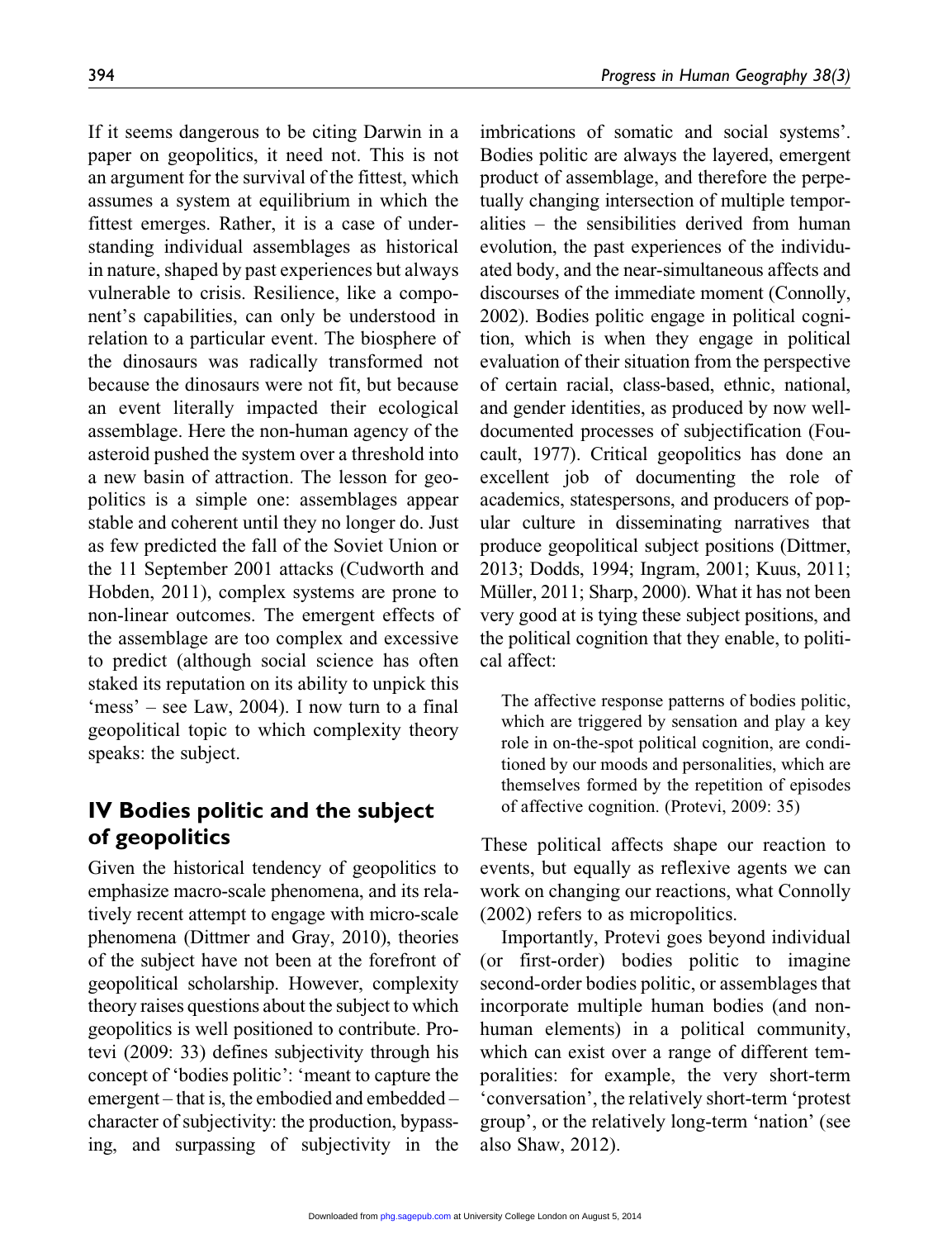If it seems dangerous to be citing Darwin in a paper on geopolitics, it need not. This is not an argument for the survival of the fittest, which assumes a system at equilibrium in which the fittest emerges. Rather, it is a case of understanding individual assemblages as historical in nature, shaped by past experiences but always vulnerable to crisis. Resilience, like a component's capabilities, can only be understood in relation to a particular event. The biosphere of the dinosaurs was radically transformed not because the dinosaurs were not fit, but because an event literally impacted their ecological assemblage. Here the non-human agency of the asteroid pushed the system over a threshold into a new basin of attraction. The lesson for geopolitics is a simple one: assemblages appear stable and coherent until they no longer do. Just as few predicted the fall of the Soviet Union or the 11 September 2001 attacks (Cudworth and Hobden, 2011), complex systems are prone to non-linear outcomes. The emergent effects of the assemblage are too complex and excessive to predict (although social science has often staked its reputation on its ability to unpick this 'mess' – see Law, 2004). I now turn to a final geopolitical topic to which complexity theory speaks: the subject.

## IV Bodies politic and the subject of geopolitics

Given the historical tendency of geopolitics to emphasize macro-scale phenomena, and its relatively recent attempt to engage with micro-scale phenomena (Dittmer and Gray, 2010), theories of the subject have not been at the forefront of geopolitical scholarship. However, complexity theory raises questions about the subject to which geopolitics is well positioned to contribute. Protevi (2009: 33) defines subjectivity through his concept of 'bodies politic': 'meant to capture the emergent – that is, the embodied and embedded – character of subjectivity: the production, bypassing, and surpassing of subjectivity in the imbrications of somatic and social systems'. Bodies politic are always the layered, emergent product of assemblage, and therefore the perpetually changing intersection of multiple temporalities – the sensibilities derived from human evolution, the past experiences of the individuated body, and the near-simultaneous affects and discourses of the immediate moment (Connolly, 2002). Bodies politic engage in political cognition, which is when they engage in political evaluation of their situation from the perspective of certain racial, class-based, ethnic, national, and gender identities, as produced by now well-documented processes of subjectification (Foucault, 1977). Critical geopolitics has done an excellent job of documenting the role of academics, statespersons, and producers of popular culture in disseminating narratives that produce geopolitical subject positions (Dittmer, 2013; Dodds, 1994; Ingram, 2001; Kuus, 2011; Müller, 2011; Sharp, 2000). What it has not been very good at is tying these subject positions, and the political cognition that they enable, to political affect:

> The affective response patterns of bodies politic, which are triggered by sensation and play a key role in on-the-spot political cognition, are conditioned by our moods and personalities, which are themselves formed by the repetition of episodes of affective cognition. (Protevi, 2009: 35)

These political affects shape our reaction to events, but equally as reflexive agents we can work on changing our reactions, what Connolly (2002) refers to as micropolitics.

Importantly, Protevi goes beyond individual (or first-order) bodies politic to imagine second-order bodies politic, or assemblages that incorporate multiple human bodies (and non-human elements) in a political community, which can exist over a range of different temporalities: for example, the very short-term 'conversation', the relatively short-term 'protest group', or the relatively long-term 'nation' (see also Shaw, 2012).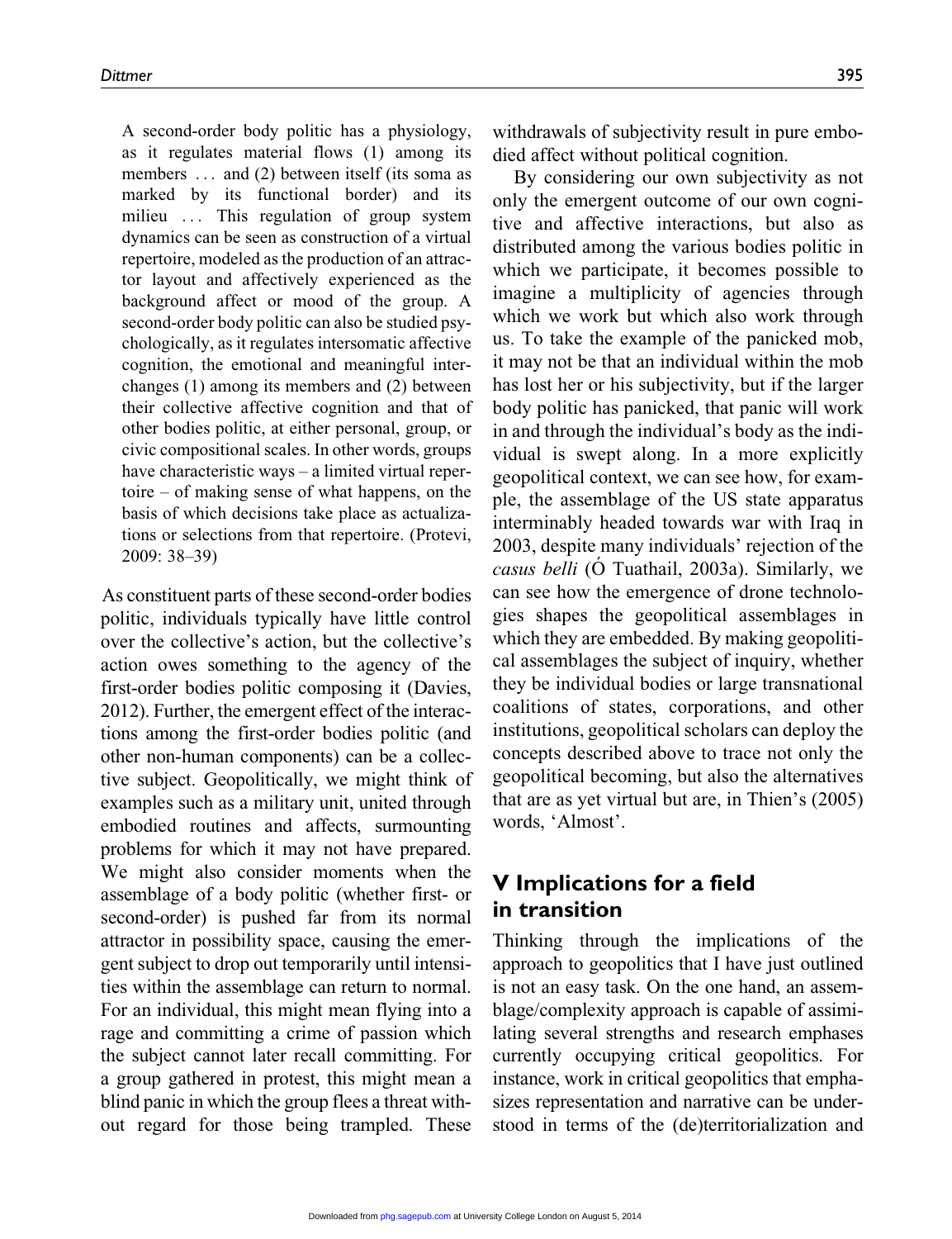> A second-order body politic has a physiology, as it regulates material flows (1) among its members … and (2) between itself (its soma as marked by its functional border) and its milieu … This regulation of group system dynamics can be seen as construction of a virtual repertoire, modeled as the production of an attractor layout and affectively experienced as the background affect or mood of the group. A second-order body politic can also be studied psychologically, as it regulates intersomatic affective cognition, the emotional and meaningful interchanges (1) among its members and (2) between their collective affective cognition and that of other bodies politic, at either personal, group, or civic compositional scales. In other words, groups have characteristic ways – a limited virtual repertoire – of making sense of what happens, on the basis of which decisions take place as actualizations or selections from that repertoire. (Protevi, 2009: 38–39)

As constituent parts of these second-order bodies politic, individuals typically have little control over the collective's action, but the collective's action owes something to the agency of the first-order bodies politic composing it (Davies, 2012). Further, the emergent effect of the interactions among the first-order bodies politic (and other non-human components) can be a collective subject. Geopolitically, we might think of examples such as a military unit, united through embodied routines and affects, surmounting problems for which it may not have prepared. We might also consider moments when the assemblage of a body politic (whether first- or second-order) is pushed far from its normal attractor in possibility space, causing the emergent subject to drop out temporarily until intensities within the assemblage can return to normal. For an individual, this might mean flying into a rage and committing a crime of passion which the subject cannot later recall committing. For a group gathered in protest, this might mean a blind panic in which the group flees a threat without regard for those being trampled. These withdrawals of subjectivity result in pure embodied affect without political cognition.

By considering our own subjectivity as not only the emergent outcome of our own cognitive and affective interactions, but also as distributed among the various bodies politic in which we participate, it becomes possible to imagine a multiplicity of agencies through which we work but which also work through us. To take the example of the panicked mob, it may not be that an individual within the mob has lost her or his subjectivity, but if the larger body politic has panicked, that panic will work in and through the individual's body as the individual is swept along. In a more explicitly geopolitical context, we can see how, for example, the assemblage of the US state apparatus interminably headed towards war with Iraq in 2003, despite many individuals' rejection of the *casus belli* (Ó Tuathail, 2003a). Similarly, we can see how the emergence of drone technologies shapes the geopolitical assemblages in which they are embedded. By making geopolitical assemblages the subject of inquiry, whether they be individual bodies or large transnational coalitions of states, corporations, and other institutions, geopolitical scholars can deploy the concepts described above to trace not only the geopolitical becoming, but also the alternatives that are as yet virtual but are, in Thien's (2005) words, 'Almost'.

## V Implications for a field in transition

Thinking through the implications of the approach to geopolitics that I have just outlined is not an easy task. On the one hand, an assemblage/complexity approach is capable of assimilating several strengths and research emphases currently occupying critical geopolitics. For instance, work in critical geopolitics that emphasizes representation and narrative can be understood in terms of the (de)territorialization and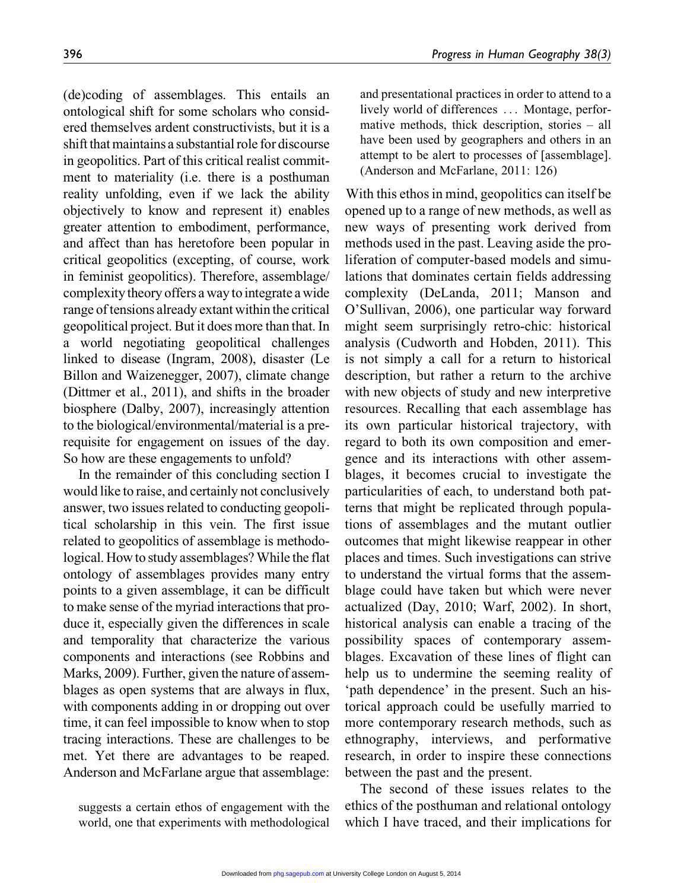(de)coding of assemblages. This entails an ontological shift for some scholars who considered themselves ardent constructivists, but it is a shift that maintains a substantial role for discourse in geopolitics. Part of this critical realist commitment to materiality (i.e. there is a posthuman reality unfolding, even if we lack the ability objectively to know and represent it) enables greater attention to embodiment, performance, and affect than has heretofore been popular in critical geopolitics (excepting, of course, work in feminist geopolitics). Therefore, assemblage/complexity theory offers a way to integrate a wide range of tensions already extant within the critical geopolitical project. But it does more than that. In a world negotiating geopolitical challenges linked to disease (Ingram, 2008), disaster (Le Billon and Waizenegger, 2007), climate change (Dittmer et al., 2011), and shifts in the broader biosphere (Dalby, 2007), increasingly attention to the biological/environmental/material is a prerequisite for engagement on issues of the day. So how are these engagements to unfold?

In the remainder of this concluding section I would like to raise, and certainly not conclusively answer, two issues related to conducting geopolitical scholarship in this vein. The first issue related to geopolitics of assemblage is methodological. How to study assemblages? While the flat ontology of assemblages provides many entry points to a given assemblage, it can be difficult to make sense of the myriad interactions that produce it, especially given the differences in scale and temporality that characterize the various components and interactions (see Robbins and Marks, 2009). Further, given the nature of assemblages as open systems that are always in flux, with components adding in or dropping out over time, it can feel impossible to know when to stop tracing interactions. These are challenges to be met. Yet there are advantages to be reaped. Anderson and McFarlane argue that assemblage:

> suggests a certain ethos of engagement with the world, one that experiments with methodological and presentational practices in order to attend to a lively world of differences ... Montage, performative methods, thick description, stories – all have been used by geographers and others in an attempt to be alert to processes of [assemblage]. (Anderson and McFarlane, 2011: 126)

With this ethos in mind, geopolitics can itself be opened up to a range of new methods, as well as new ways of presenting work derived from methods used in the past. Leaving aside the proliferation of computer-based models and simulations that dominates certain fields addressing complexity (DeLanda, 2011; Manson and O'Sullivan, 2006), one particular way forward might seem surprisingly retro-chic: historical analysis (Cudworth and Hobden, 2011). This is not simply a call for a return to historical description, but rather a return to the archive with new objects of study and new interpretive resources. Recalling that each assemblage has its own particular historical trajectory, with regard to both its own composition and emergence and its interactions with other assemblages, it becomes crucial to investigate the particularities of each, to understand both patterns that might be replicated through populations of assemblages and the mutant outlier outcomes that might likewise reappear in other places and times. Such investigations can strive to understand the virtual forms that the assemblage could have taken but which were never actualized (Day, 2010; Warf, 2002). In short, historical analysis can enable a tracing of the possibility spaces of contemporary assemblages. Excavation of these lines of flight can help us to undermine the seeming reality of 'path dependence' in the present. Such an historical approach could be usefully married to more contemporary research methods, such as ethnography, interviews, and performative research, in order to inspire these connections between the past and the present.

The second of these issues relates to the ethics of the posthuman and relational ontology which I have traced, and their implications for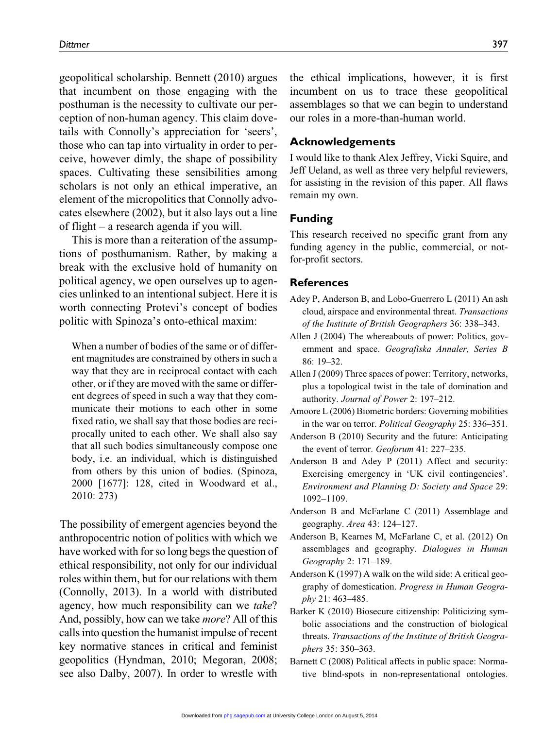geopolitical scholarship. Bennett (2010) argues that incumbent on those engaging with the posthuman is the necessity to cultivate our perception of non-human agency. This claim dovetails with Connolly's appreciation for 'seers', those who can tap into virtuality in order to perceive, however dimly, the shape of possibility spaces. Cultivating these sensibilities among scholars is not only an ethical imperative, an element of the micropolitics that Connolly advocates elsewhere (2002), but it also lays out a line of flight – a research agenda if you will.

This is more than a reiteration of the assumptions of posthumanism. Rather, by making a break with the exclusive hold of humanity on political agency, we open ourselves up to agencies unlinked to an intentional subject. Here it is worth connecting Protevi's concept of bodies politic with Spinoza's onto-ethical maxim:

> When a number of bodies of the same or of different magnitudes are constrained by others in such a way that they are in reciprocal contact with each other, or if they are moved with the same or different degrees of speed in such a way that they communicate their motions to each other in some fixed ratio, we shall say that those bodies are reciprocally united to each other. We shall also say that all such bodies simultaneously compose one body, i.e. an individual, which is distinguished from others by this union of bodies. (Spinoza, 2000 [1677]: 128, cited in Woodward et al., 2010: 273)

The possibility of emergent agencies beyond the anthropocentric notion of politics with which we have worked with for so long begs the question of ethical responsibility, not only for our individual roles within them, but for our relations with them (Connolly, 2013). In a world with distributed agency, how much responsibility can we *take*? And, possibly, how can we take *more*? All of this calls into question the humanist impulse of recent key normative stances in critical and feminist geopolitics (Hyndman, 2010; Megoran, 2008; see also Dalby, 2007). In order to wrestle with the ethical implications, however, it is first incumbent on us to trace these geopolitical assemblages so that we can begin to understand our roles in a more-than-human world.

## Acknowledgements

I would like to thank Alex Jeffrey, Vicki Squire, and Jeff Ueland, as well as three very helpful reviewers, for assisting in the revision of this paper. All flaws remain my own.

## Funding

This research received no specific grant from any funding agency in the public, commercial, or not-for-profit sectors.

## References

Adey P, Anderson B, and Lobo-Guerrero L (2011) An ash cloud, airspace and environmental threat. *Transactions of the Institute of British Geographers* 36: 338–343.

Allen J (2004) The whereabouts of power: Politics, government and space. *Geografiska Annaler, Series B* 86: 19–32.

Allen J (2009) Three spaces of power: Territory, networks, plus a topological twist in the tale of domination and authority. *Journal of Power* 2: 197–212.

Amoore L (2006) Biometric borders: Governing mobilities in the war on terror. *Political Geography* 25: 336–351.

Anderson B (2010) Security and the future: Anticipating the event of terror. *Geoforum* 41: 227–235.

Anderson B and Adey P (2011) Affect and security: Exercising emergency in 'UK civil contingencies'. *Environment and Planning D: Society and Space* 29: 1092–1109.

Anderson B and McFarlane C (2011) Assemblage and geography. *Area* 43: 124–127.

Anderson B, Kearnes M, McFarlane C, et al. (2012) On assemblages and geography. *Dialogues in Human Geography* 2: 171–189.

Anderson K (1997) A walk on the wild side: A critical geography of domestication. *Progress in Human Geography* 21: 463–485.

Barker K (2010) Biosecure citizenship: Politicizing symbolic associations and the construction of biological threats. *Transactions of the Institute of British Geographers* 35: 350–363.

Barnett C (2008) Political affects in public space: Normative blind-spots in non-representational ontologies.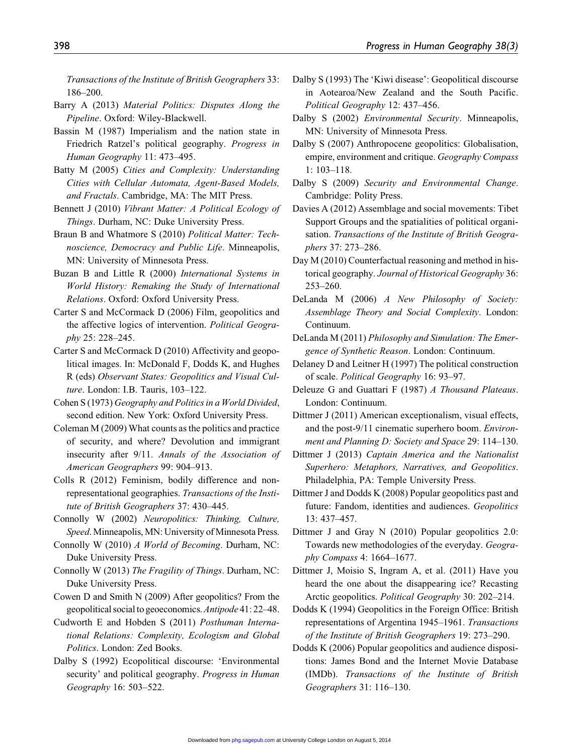*Transactions of the Institute of British Geographers* 33: 186–200.

Barry A (2013) *Material Politics: Disputes Along the Pipeline*. Oxford: Wiley-Blackwell.

Bassin M (1987) Imperialism and the nation state in Friedrich Ratzel's political geography. *Progress in Human Geography* 11: 473–495.

Batty M (2005) *Cities and Complexity: Understanding Cities with Cellular Automata, Agent-Based Models, and Fractals*. Cambridge, MA: The MIT Press.

Bennett J (2010) *Vibrant Matter: A Political Ecology of Things*. Durham, NC: Duke University Press.

Braun B and Whatmore S (2010) *Political Matter: Technoscience, Democracy and Public Life*. Minneapolis, MN: University of Minnesota Press.

Buzan B and Little R (2000) *International Systems in World History: Remaking the Study of International Relations*. Oxford: Oxford University Press.

Carter S and McCormack D (2006) Film, geopolitics and the affective logics of intervention. *Political Geography* 25: 228–245.

Carter S and McCormack D (2010) Affectivity and geopolitical images. In: McDonald F, Dodds K, and Hughes R (eds) *Observant States: Geopolitics and Visual Culture*. London: I.B. Tauris, 103–122.

Cohen S (1973) *Geography and Politics in a World Divided*, second edition. New York: Oxford University Press.

Coleman M (2009) What counts as the politics and practice of security, and where? Devolution and immigrant insecurity after 9/11. *Annals of the Association of American Geographers* 99: 904–913.

Colls R (2012) Feminism, bodily difference and non-representational geographies. *Transactions of the Institute of British Geographers* 37: 430–445.

Connolly W (2002) *Neuropolitics: Thinking, Culture, Speed*. Minneapolis, MN: University of Minnesota Press.

Connolly W (2010) *A World of Becoming*. Durham, NC: Duke University Press.

Connolly W (2013) *The Fragility of Things*. Durham, NC: Duke University Press.

Cowen D and Smith N (2009) After geopolitics? From the geopolitical social to geoeconomics. *Antipode* 41: 22–48.

Cudworth E and Hobden S (2011) *Posthuman International Relations: Complexity, Ecologism and Global Politics*. London: Zed Books.

Dalby S (1992) Ecopolitical discourse: 'Environmental security' and political geography. *Progress in Human Geography* 16: 503–522.

Dalby S (1993) The 'Kiwi disease': Geopolitical discourse in Aotearoa/New Zealand and the South Pacific. *Political Geography* 12: 437–456.

Dalby S (2002) *Environmental Security*. Minneapolis, MN: University of Minnesota Press.

Dalby S (2007) Anthropocene geopolitics: Globalisation, empire, environment and critique. *Geography Compass* 1: 103–118.

Dalby S (2009) *Security and Environmental Change*. Cambridge: Polity Press.

Davies A (2012) Assemblage and social movements: Tibet Support Groups and the spatialities of political organisation. *Transactions of the Institute of British Geographers* 37: 273–286.

Day M (2010) Counterfactual reasoning and method in historical geography. *Journal of Historical Geography* 36: 253–260.

DeLanda M (2006) *A New Philosophy of Society: Assemblage Theory and Social Complexity*. London: Continuum.

DeLanda M (2011) *Philosophy and Simulation: The Emergence of Synthetic Reason*. London: Continuum.

Delaney D and Leitner H (1997) The political construction of scale. *Political Geography* 16: 93–97.

Deleuze G and Guattari F (1987) *A Thousand Plateaus*. London: Continuum.

Dittmer J (2011) American exceptionalism, visual effects, and the post-9/11 cinematic superhero boom. *Environment and Planning D: Society and Space* 29: 114–130.

Dittmer J (2013) *Captain America and the Nationalist Superhero: Metaphors, Narratives, and Geopolitics*. Philadelphia, PA: Temple University Press.

Dittmer J and Dodds K (2008) Popular geopolitics past and future: Fandom, identities and audiences. *Geopolitics* 13: 437–457.

Dittmer J and Gray N (2010) Popular geopolitics 2.0: Towards new methodologies of the everyday. *Geography Compass* 4: 1664–1677.

Dittmer J, Moisio S, Ingram A, et al. (2011) Have you heard the one about the disappearing ice? Recasting Arctic geopolitics. *Political Geography* 30: 202–214.

Dodds K (1994) Geopolitics in the Foreign Office: British representations of Argentina 1945–1961. *Transactions of the Institute of British Geographers* 19: 273–290.

Dodds K (2006) Popular geopolitics and audience dispositions: James Bond and the Internet Movie Database (IMDb). *Transactions of the Institute of British Geographers* 31: 116–130.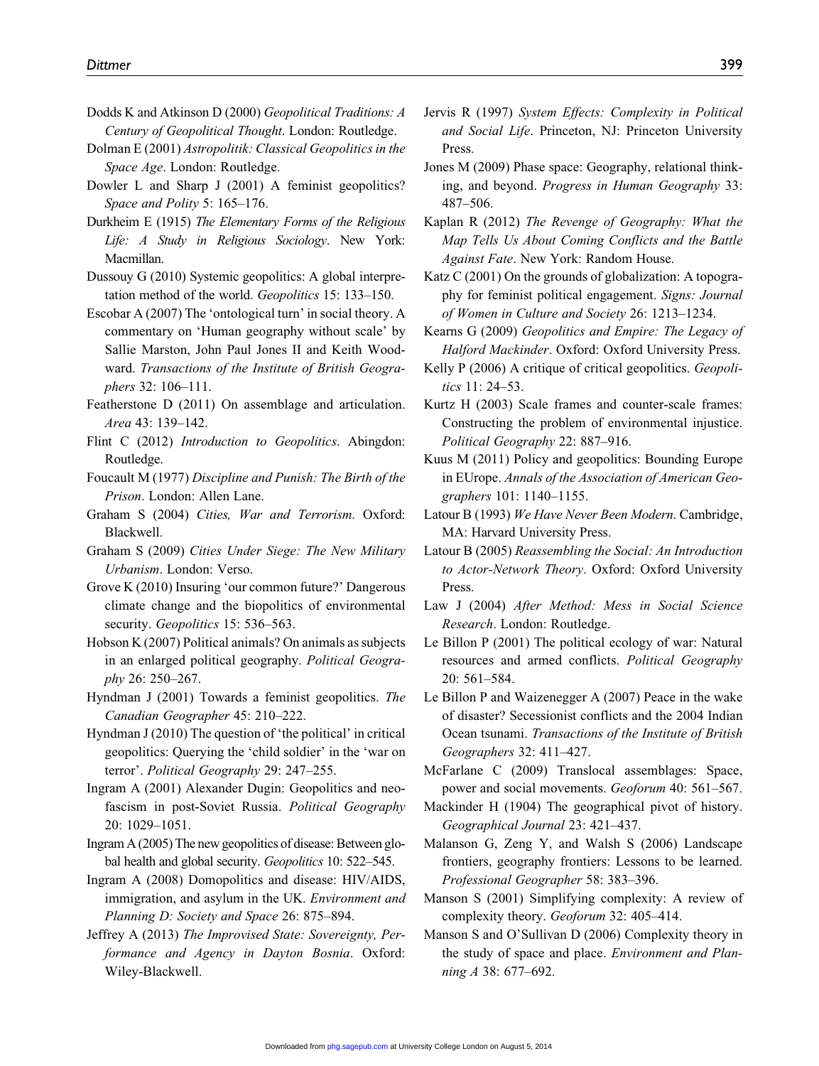Dodds K and Atkinson D (2000) *Geopolitical Traditions: A Century of Geopolitical Thought*. London: Routledge.

Dolman E (2001) *Astropolitik: Classical Geopolitics in the Space Age*. London: Routledge.

Dowler L and Sharp J (2001) A feminist geopolitics? *Space and Polity* 5: 165–176.

Durkheim E (1915) *The Elementary Forms of the Religious Life: A Study in Religious Sociology*. New York: Macmillan.

Dussouy G (2010) Systemic geopolitics: A global interpretation method of the world. *Geopolitics* 15: 133–150.

Escobar A (2007) The 'ontological turn' in social theory. A commentary on 'Human geography without scale' by Sallie Marston, John Paul Jones II and Keith Woodward. *Transactions of the Institute of British Geographers* 32: 106–111.

Featherstone D (2011) On assemblage and articulation. *Area* 43: 139–142.

Flint C (2012) *Introduction to Geopolitics*. Abingdon: Routledge.

Foucault M (1977) *Discipline and Punish: The Birth of the Prison*. London: Allen Lane.

Graham S (2004) *Cities, War and Terrorism*. Oxford: Blackwell.

Graham S (2009) *Cities Under Siege: The New Military Urbanism*. London: Verso.

Grove K (2010) Insuring 'our common future?' Dangerous climate change and the biopolitics of environmental security. *Geopolitics* 15: 536–563.

Hobson K (2007) Political animals? On animals as subjects in an enlarged political geography. *Political Geography* 26: 250–267.

Hyndman J (2001) Towards a feminist geopolitics. *The Canadian Geographer* 45: 210–222.

Hyndman J (2010) The question of 'the political' in critical geopolitics: Querying the 'child soldier' in the 'war on terror'. *Political Geography* 29: 247–255.

Ingram A (2001) Alexander Dugin: Geopolitics and neofascism in post-Soviet Russia. *Political Geography* 20: 1029–1051.

Ingram A (2005) The new geopolitics of disease: Between global health and global security. *Geopolitics* 10: 522–545.

Ingram A (2008) Domopolitics and disease: HIV/AIDS, immigration, and asylum in the UK. *Environment and Planning D: Society and Space* 26: 875–894.

Jeffrey A (2013) *The Improvised State: Sovereignty, Performance and Agency in Dayton Bosnia*. Oxford: Wiley-Blackwell.

Jervis R (1997) *System Effects: Complexity in Political and Social Life*. Princeton, NJ: Princeton University Press.

Jones M (2009) Phase space: Geography, relational thinking, and beyond. *Progress in Human Geography* 33: 487–506.

Kaplan R (2012) *The Revenge of Geography: What the Map Tells Us About Coming Conflicts and the Battle Against Fate*. New York: Random House.

Katz C (2001) On the grounds of globalization: A topography for feminist political engagement. *Signs: Journal of Women in Culture and Society* 26: 1213–1234.

Kearns G (2009) *Geopolitics and Empire: The Legacy of Halford Mackinder*. Oxford: Oxford University Press.

Kelly P (2006) A critique of critical geopolitics. *Geopolitics* 11: 24–53.

Kurtz H (2003) Scale frames and counter-scale frames: Constructing the problem of environmental injustice. *Political Geography* 22: 887–916.

Kuus M (2011) Policy and geopolitics: Bounding Europe in EUrope. *Annals of the Association of American Geographers* 101: 1140–1155.

Latour B (1993) *We Have Never Been Modern*. Cambridge, MA: Harvard University Press.

Latour B (2005) *Reassembling the Social: An Introduction to Actor-Network Theory*. Oxford: Oxford University Press.

Law J (2004) *After Method: Mess in Social Science Research*. London: Routledge.

Le Billon P (2001) The political ecology of war: Natural resources and armed conflicts. *Political Geography* 20: 561–584.

Le Billon P and Waizenegger A (2007) Peace in the wake of disaster? Secessionist conflicts and the 2004 Indian Ocean tsunami. *Transactions of the Institute of British Geographers* 32: 411–427.

McFarlane C (2009) Translocal assemblages: Space, power and social movements. *Geoforum* 40: 561–567.

Mackinder H (1904) The geographical pivot of history. *Geographical Journal* 23: 421–437.

Malanson G, Zeng Y, and Walsh S (2006) Landscape frontiers, geography frontiers: Lessons to be learned. *Professional Geographer* 58: 383–396.

Manson S (2001) Simplifying complexity: A review of complexity theory. *Geoforum* 32: 405–414.

Manson S and O'Sullivan D (2006) Complexity theory in the study of space and place. *Environment and Planning A* 38: 677–692.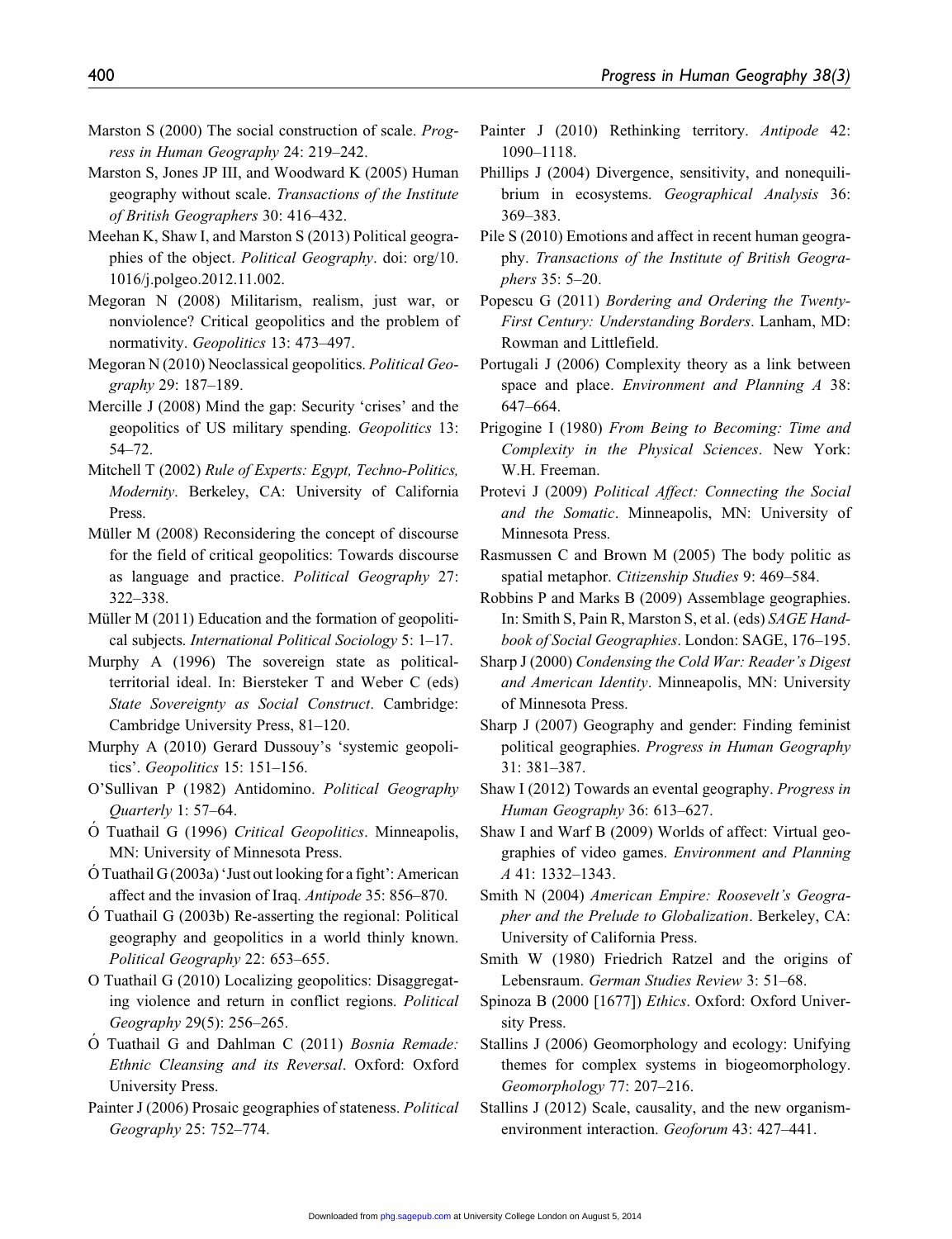Marston S (2000) The social construction of scale. *Progress in Human Geography* 24: 219–242.

Marston S, Jones JP III, and Woodward K (2005) Human geography without scale. *Transactions of the Institute of British Geographers* 30: 416–432.

Meehan K, Shaw I, and Marston S (2013) Political geographies of the object. *Political Geography*. doi: org/10.1016/j.polgeo.2012.11.002.

Megoran N (2008) Militarism, realism, just war, or nonviolence? Critical geopolitics and the problem of normativity. *Geopolitics* 13: 473–497.

Megoran N (2010) Neoclassical geopolitics. *Political Geography* 29: 187–189.

Mercille J (2008) Mind the gap: Security 'crises' and the geopolitics of US military spending. *Geopolitics* 13: 54–72.

Mitchell T (2002) *Rule of Experts: Egypt, Techno-Politics, Modernity*. Berkeley, CA: University of California Press.

Müller M (2008) Reconsidering the concept of discourse for the field of critical geopolitics: Towards discourse as language and practice. *Political Geography* 27: 322–338.

Müller M (2011) Education and the formation of geopolitical subjects. *International Political Sociology* 5: 1–17.

Murphy A (1996) The sovereign state as political-territorial ideal. In: Biersteker T and Weber C (eds) *State Sovereignty as Social Construct*. Cambridge: Cambridge University Press, 81–120.

Murphy A (2010) Gerard Dussouy's 'systemic geopolitics'. *Geopolitics* 15: 151–156.

O'Sullivan P (1982) Antidomino. *Political Geography Quarterly* 1: 57–64.

Ó Tuathail G (1996) *Critical Geopolitics*. Minneapolis, MN: University of Minnesota Press.

Ó Tuathail G (2003a) 'Just out looking for a fight': American affect and the invasion of Iraq. *Antipode* 35: 856–870.

Ó Tuathail G (2003b) Re-asserting the regional: Political geography and geopolitics in a world thinly known. *Political Geography* 22: 653–655.

O Tuathail G (2010) Localizing geopolitics: Disaggregating violence and return in conflict regions. *Political Geography* 29(5): 256–265.

Ó Tuathail G and Dahlman C (2011) *Bosnia Remade: Ethnic Cleansing and its Reversal*. Oxford: Oxford University Press.

Painter J (2006) Prosaic geographies of stateness. *Political Geography* 25: 752–774.

Painter J (2010) Rethinking territory. *Antipode* 42: 1090–1118.

Phillips J (2004) Divergence, sensitivity, and nonequilibrium in ecosystems. *Geographical Analysis* 36: 369–383.

Pile S (2010) Emotions and affect in recent human geography. *Transactions of the Institute of British Geographers* 35: 5–20.

Popescu G (2011) *Bordering and Ordering the Twenty-First Century: Understanding Borders*. Lanham, MD: Rowman and Littlefield.

Portugali J (2006) Complexity theory as a link between space and place. *Environment and Planning A* 38: 647–664.

Prigogine I (1980) *From Being to Becoming: Time and Complexity in the Physical Sciences*. New York: W.H. Freeman.

Protevi J (2009) *Political Affect: Connecting the Social and the Somatic*. Minneapolis, MN: University of Minnesota Press.

Rasmussen C and Brown M (2005) The body politic as spatial metaphor. *Citizenship Studies* 9: 469–584.

Robbins P and Marks B (2009) Assemblage geographies. In: Smith S, Pain R, Marston S, et al. (eds) *SAGE Handbook of Social Geographies*. London: SAGE, 176–195.

Sharp J (2000) *Condensing the Cold War: Reader's Digest and American Identity*. Minneapolis, MN: University of Minnesota Press.

Sharp J (2007) Geography and gender: Finding feminist political geographies. *Progress in Human Geography* 31: 381–387.

Shaw I (2012) Towards an evental geography. *Progress in Human Geography* 36: 613–627.

Shaw I and Warf B (2009) Worlds of affect: Virtual geographies of video games. *Environment and Planning A* 41: 1332–1343.

Smith N (2004) *American Empire: Roosevelt's Geographer and the Prelude to Globalization*. Berkeley, CA: University of California Press.

Smith W (1980) Friedrich Ratzel and the origins of Lebensraum. *German Studies Review* 3: 51–68.

Spinoza B (2000 [1677]) *Ethics*. Oxford: Oxford University Press.

Stallins J (2006) Geomorphology and ecology: Unifying themes for complex systems in biogeomorphology. *Geomorphology* 77: 207–216.

Stallins J (2012) Scale, causality, and the new organism-environment interaction. *Geoforum* 43: 427–441.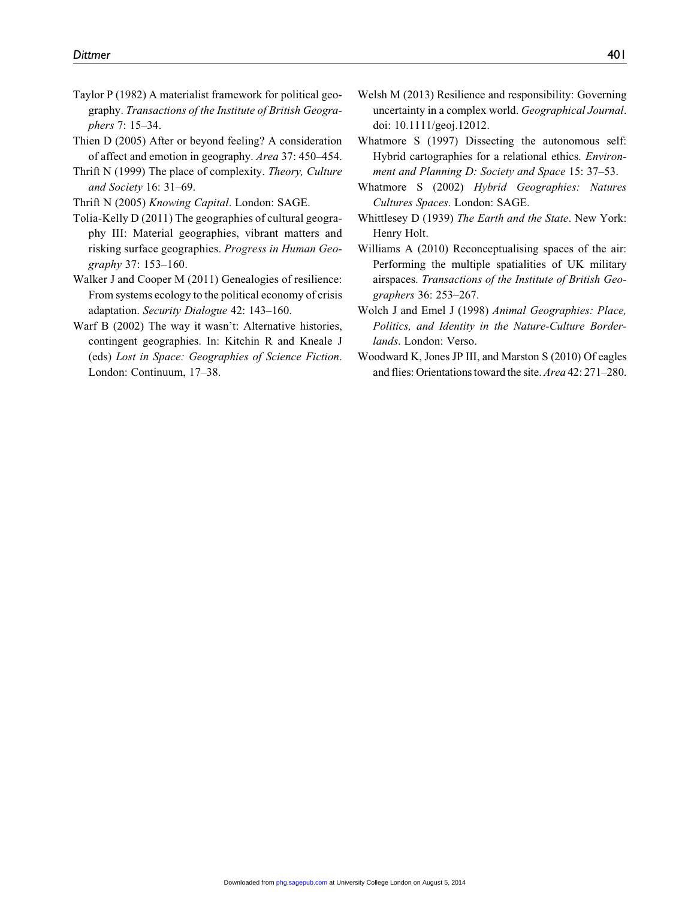Taylor P (1982) A materialist framework for political geography. *Transactions of the Institute of British Geographers* 7: 15–34.

Thien D (2005) After or beyond feeling? A consideration of affect and emotion in geography. *Area* 37: 450–454.

Thrift N (1999) The place of complexity. *Theory, Culture and Society* 16: 31–69.

Thrift N (2005) *Knowing Capital*. London: SAGE.

Tolia-Kelly D (2011) The geographies of cultural geography III: Material geographies, vibrant matters and risking surface geographies. *Progress in Human Geography* 37: 153–160.

Walker J and Cooper M (2011) Genealogies of resilience: From systems ecology to the political economy of crisis adaptation. *Security Dialogue* 42: 143–160.

Warf B (2002) The way it wasn't: Alternative histories, contingent geographies. In: Kitchin R and Kneale J (eds) *Lost in Space: Geographies of Science Fiction*. London: Continuum, 17–38.

Welsh M (2013) Resilience and responsibility: Governing uncertainty in a complex world. *Geographical Journal*. doi: 10.1111/geoj.12012.

Whatmore S (1997) Dissecting the autonomous self: Hybrid cartographies for a relational ethics. *Environment and Planning D: Society and Space* 15: 37–53.

Whatmore S (2002) *Hybrid Geographies: Natures Cultures Spaces*. London: SAGE.

Whittlesey D (1939) *The Earth and the State*. New York: Henry Holt.

Williams A (2010) Reconceptualising spaces of the air: Performing the multiple spatialities of UK military airspaces. *Transactions of the Institute of British Geographers* 36: 253–267.

Wolch J and Emel J (1998) *Animal Geographies: Place, Politics, and Identity in the Nature-Culture Borderlands*. London: Verso.

Woodward K, Jones JP III, and Marston S (2010) Of eagles and flies: Orientations toward the site. *Area* 42: 271–280.